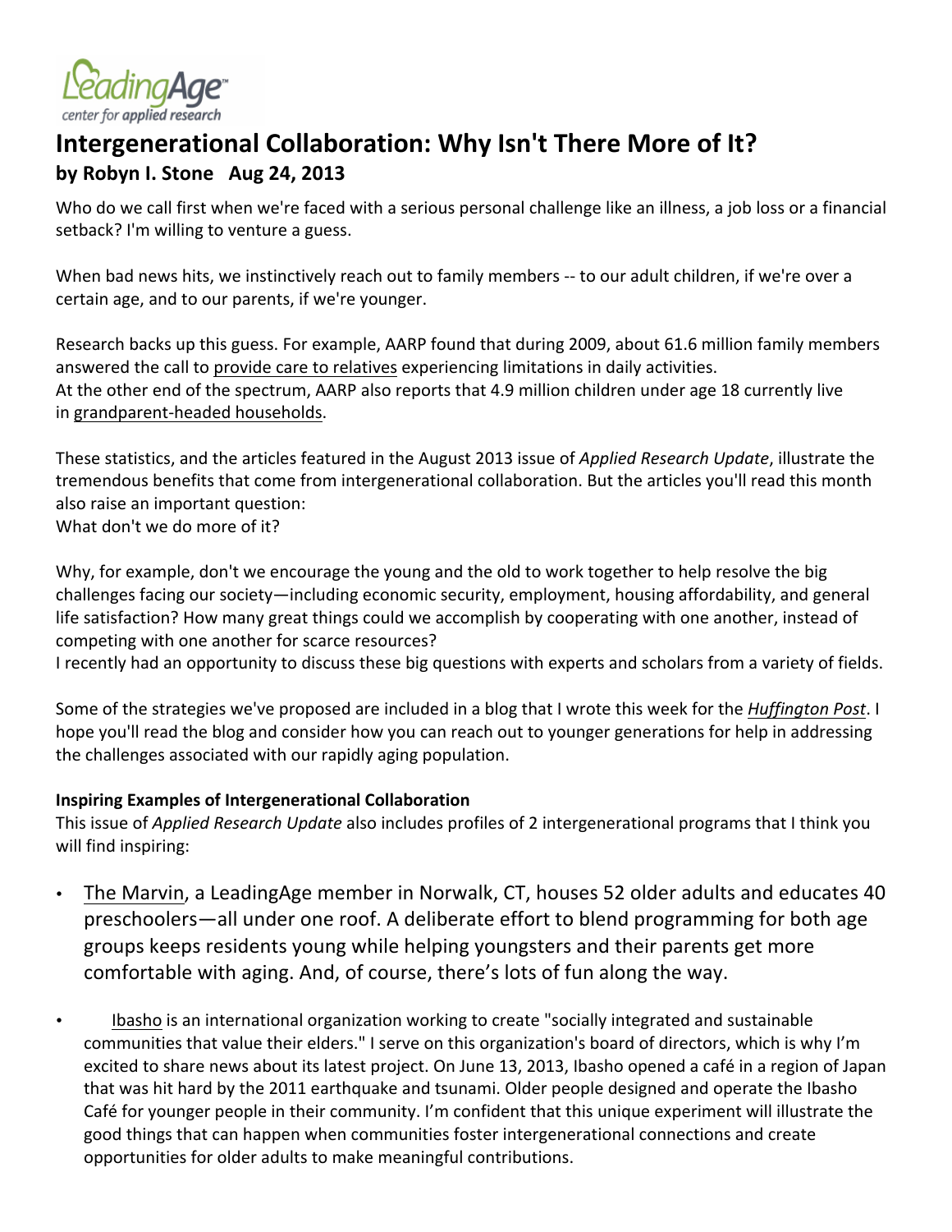LeadingAge center for applied research

# Intergenerational Collaboration: Why Isn't There More of It?

**by Robyn I. Stone Aug 24, 2013**

Who do we call first when we're faced with a serious personal challenge like an illness, a job loss or a financial setback? I'm willing to venture a guess.

When bad news hits, we instinctively reach out to family members -- to our adult children, if we're over a certain age, and to our parents, if we're younger.

Research backs up this guess. For example, AARP found that during 2009, about 61.6 million family members answered the call to provide care to relatives experiencing limitations in daily activities.
At the other end of the spectrum, AARP also reports that 4.9 million children under age 18 currently live in grandparent-headed households.

These statistics, and the articles featured in the August 2013 issue of *Applied Research Update*, illustrate the tremendous benefits that come from intergenerational collaboration. But the articles you'll read this month also raise an important question:
What don't we do more of it?

Why, for example, don't we encourage the young and the old to work together to help resolve the big challenges facing our society—including economic security, employment, housing affordability, and general life satisfaction? How many great things could we accomplish by cooperating with one another, instead of competing with one another for scarce resources?
I recently had an opportunity to discuss these big questions with experts and scholars from a variety of fields.

Some of the strategies we've proposed are included in a blog that I wrote this week for the *Huffington Post*. I hope you'll read the blog and consider how you can reach out to younger generations for help in addressing the challenges associated with our rapidly aging population.

**Inspiring Examples of Intergenerational Collaboration**

This issue of *Applied Research Update* also includes profiles of 2 intergenerational programs that I think you will find inspiring:

- The Marvin, a LeadingAge member in Norwalk, CT, houses 52 older adults and educates 40 preschoolers—all under one roof. A deliberate effort to blend programming for both age groups keeps residents young while helping youngsters and their parents get more comfortable with aging. And, of course, there's lots of fun along the way.
- Ibasho is an international organization working to create "socially integrated and sustainable communities that value their elders." I serve on this organization's board of directors, which is why I'm excited to share news about its latest project. On June 13, 2013, Ibasho opened a café in a region of Japan that was hit hard by the 2011 earthquake and tsunami. Older people designed and operate the Ibasho Café for younger people in their community. I'm confident that this unique experiment will illustrate the good things that can happen when communities foster intergenerational connections and create opportunities for older adults to make meaningful contributions.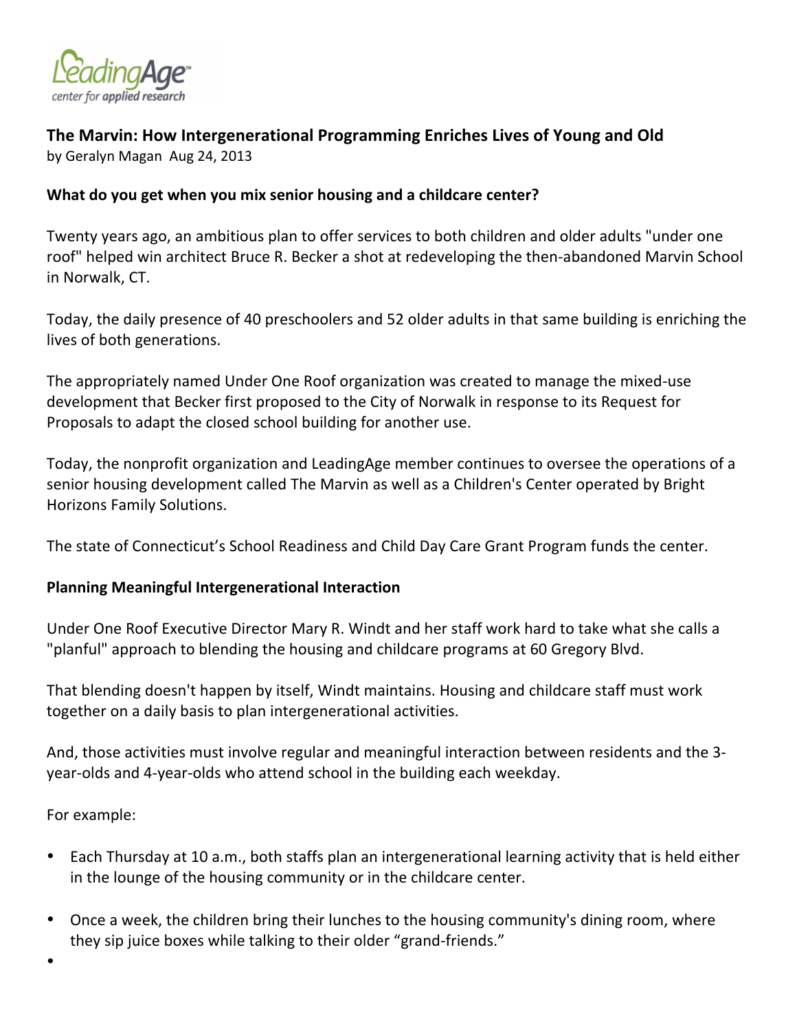**The Marvin: How Intergenerational Programming Enriches Lives of Young and Old**
by Geralyn Magan Aug 24, 2013

**What do you get when you mix senior housing and a childcare center?**

Twenty years ago, an ambitious plan to offer services to both children and older adults "under one roof" helped win architect Bruce R. Becker a shot at redeveloping the then-abandoned Marvin School in Norwalk, CT.

Today, the daily presence of 40 preschoolers and 52 older adults in that same building is enriching the lives of both generations.

The appropriately named Under One Roof organization was created to manage the mixed-use development that Becker first proposed to the City of Norwalk in response to its Request for Proposals to adapt the closed school building for another use.

Today, the nonprofit organization and LeadingAge member continues to oversee the operations of a senior housing development called The Marvin as well as a Children's Center operated by Bright Horizons Family Solutions.

The state of Connecticut's School Readiness and Child Day Care Grant Program funds the center.

**Planning Meaningful Intergenerational Interaction**

Under One Roof Executive Director Mary R. Windt and her staff work hard to take what she calls a "planful" approach to blending the housing and childcare programs at 60 Gregory Blvd.

That blending doesn't happen by itself, Windt maintains. Housing and childcare staff must work together on a daily basis to plan intergenerational activities.

And, those activities must involve regular and meaningful interaction between residents and the 3-year-olds and 4-year-olds who attend school in the building each weekday.

For example:

- Each Thursday at 10 a.m., both staffs plan an intergenerational learning activity that is held either in the lounge of the housing community or in the childcare center.
- Once a week, the children bring their lunches to the housing community's dining room, where they sip juice boxes while talking to their older "grand-friends."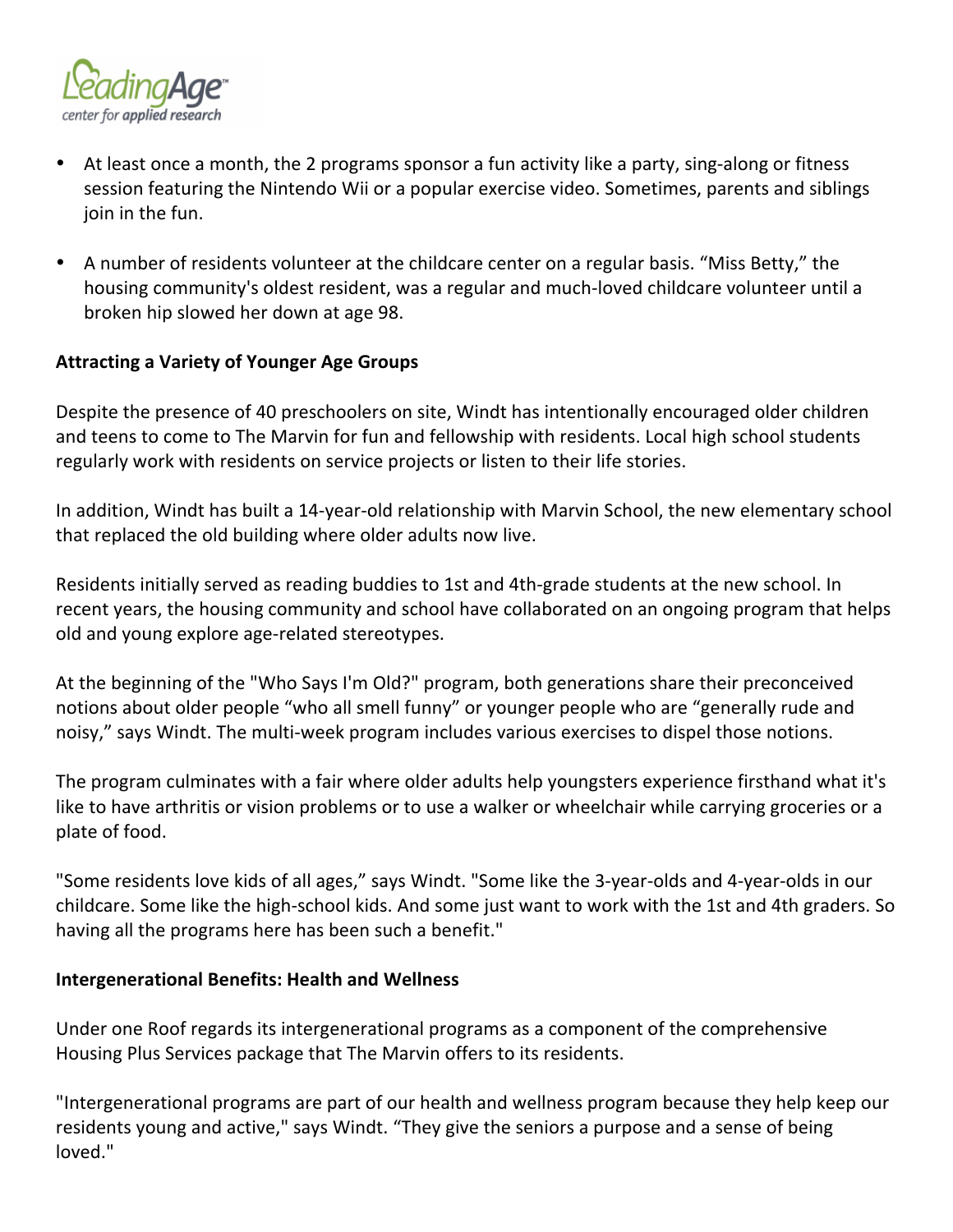- At least once a month, the 2 programs sponsor a fun activity like a party, sing-along or fitness session featuring the Nintendo Wii or a popular exercise video. Sometimes, parents and siblings join in the fun.

- A number of residents volunteer at the childcare center on a regular basis. "Miss Betty," the housing community's oldest resident, was a regular and much-loved childcare volunteer until a broken hip slowed her down at age 98.

**Attracting a Variety of Younger Age Groups**

Despite the presence of 40 preschoolers on site, Windt has intentionally encouraged older children and teens to come to The Marvin for fun and fellowship with residents. Local high school students regularly work with residents on service projects or listen to their life stories.

In addition, Windt has built a 14-year-old relationship with Marvin School, the new elementary school that replaced the old building where older adults now live.

Residents initially served as reading buddies to 1st and 4th-grade students at the new school. In recent years, the housing community and school have collaborated on an ongoing program that helps old and young explore age-related stereotypes.

At the beginning of the "Who Says I'm Old?" program, both generations share their preconceived notions about older people "who all smell funny" or younger people who are "generally rude and noisy," says Windt. The multi-week program includes various exercises to dispel those notions.

The program culminates with a fair where older adults help youngsters experience firsthand what it's like to have arthritis or vision problems or to use a walker or wheelchair while carrying groceries or a plate of food.

"Some residents love kids of all ages," says Windt. "Some like the 3-year-olds and 4-year-olds in our childcare. Some like the high-school kids. And some just want to work with the 1st and 4th graders. So having all the programs here has been such a benefit."

**Intergenerational Benefits: Health and Wellness**

Under one Roof regards its intergenerational programs as a component of the comprehensive Housing Plus Services package that The Marvin offers to its residents.

"Intergenerational programs are part of our health and wellness program because they help keep our residents young and active," says Windt. "They give the seniors a purpose and a sense of being loved."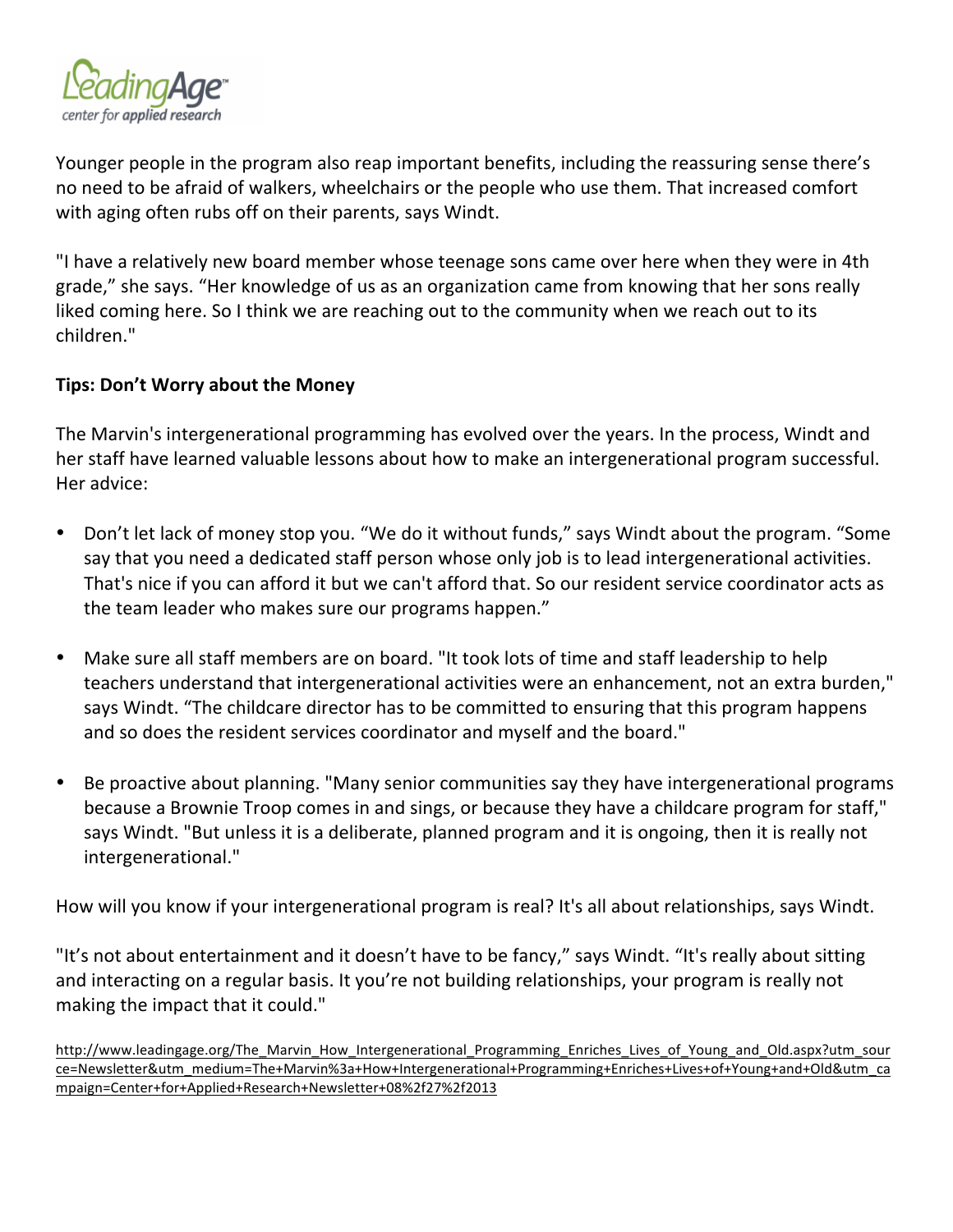Younger people in the program also reap important benefits, including the reassuring sense there's no need to be afraid of walkers, wheelchairs or the people who use them. That increased comfort with aging often rubs off on their parents, says Windt.

"I have a relatively new board member whose teenage sons came over here when they were in 4th grade," she says. "Her knowledge of us as an organization came from knowing that her sons really liked coming here. So I think we are reaching out to the community when we reach out to its children."

**Tips: Don't Worry about the Money**

The Marvin's intergenerational programming has evolved over the years. In the process, Windt and her staff have learned valuable lessons about how to make an intergenerational program successful. Her advice:

- Don't let lack of money stop you. "We do it without funds," says Windt about the program. "Some say that you need a dedicated staff person whose only job is to lead intergenerational activities. That's nice if you can afford it but we can't afford that. So our resident service coordinator acts as the team leader who makes sure our programs happen."

- Make sure all staff members are on board. "It took lots of time and staff leadership to help teachers understand that intergenerational activities were an enhancement, not an extra burden," says Windt. "The childcare director has to be committed to ensuring that this program happens and so does the resident services coordinator and myself and the board."

- Be proactive about planning. "Many senior communities say they have intergenerational programs because a Brownie Troop comes in and sings, or because they have a childcare program for staff," says Windt. "But unless it is a deliberate, planned program and it is ongoing, then it is really not intergenerational."

How will you know if your intergenerational program is real? It's all about relationships, says Windt.

"It's not about entertainment and it doesn't have to be fancy," says Windt. "It's really about sitting and interacting on a regular basis. It you're not building relationships, your program is really not making the impact that it could."

http://www.leadingage.org/The_Marvin_How_Intergenerational_Programming_Enriches_Lives_of_Young_and_Old.aspx?utm_source=Newsletter&utm_medium=The+Marvin%3a+How+Intergenerational+Programming+Enriches+Lives+of+Young+and+Old&utm_campaign=Center+for+Applied+Research+Newsletter+08%2f27%2f2013